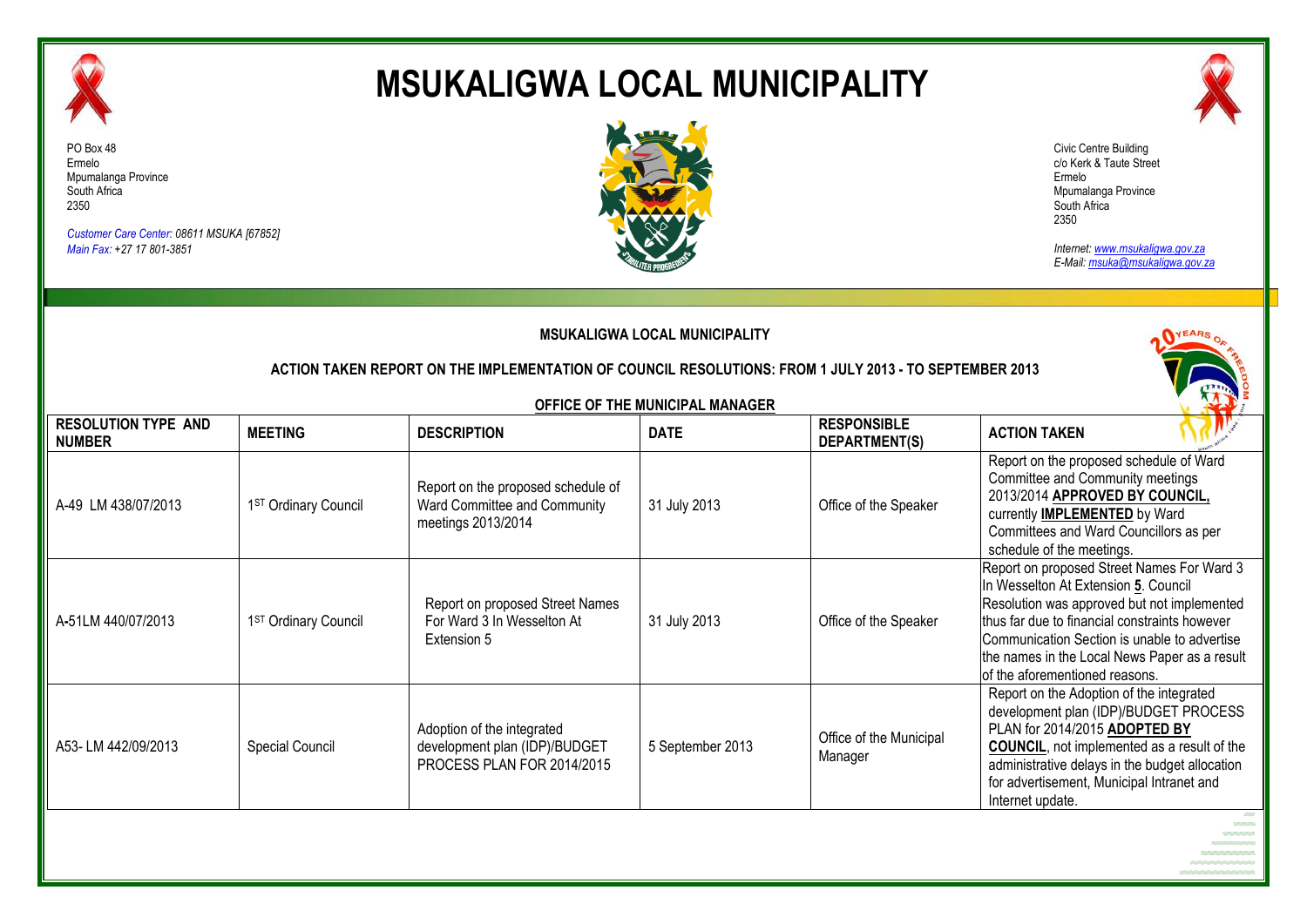# MSUKALIGWA LOCAL MUNICIPALITY

PO Box 48
Ermelo
Mpumalanga Province
South Africa
2350

*Customer Care Center: 08611 MSUKA [67852]*
*Main Fax: +27 17 801-3851*

Civic Centre Building
c/o Kerk & Taute Street
Ermelo
Mpumalanga Province
South Africa
2350

*Internet: www.msukaligwa.gov.za*
*E-Mail: msuka@msukaligwa.gov.za*

**MSUKALIGWA LOCAL MUNICIPALITY**

**ACTION TAKEN REPORT ON THE IMPLEMENTATION OF COUNCIL RESOLUTIONS: FROM 1 JULY 2013 - TO SEPTEMBER 2013**

**OFFICE OF THE MUNICIPAL MANAGER**

| RESOLUTION TYPE AND NUMBER | MEETING | DESCRIPTION | DATE | RESPONSIBLE DEPARTMENT(S) | ACTION TAKEN |
|---|---|---|---|---|---|
| A-49 LM 438/07/2013 | 1ST Ordinary Council | Report on the proposed schedule of Ward Committee and Community meetings 2013/2014 | 31 July 2013 | Office of the Speaker | Report on the proposed schedule of Ward Committee and Community meetings 2013/2014 **APPROVED BY COUNCIL,** currently **IMPLEMENTED** by Ward Committees and Ward Councillors as per schedule of the meetings. |
| A-51LM 440/07/2013 | 1ST Ordinary Council | Report on proposed Street Names For Ward 3 In Wesselton At Extension 5 | 31 July 2013 | Office of the Speaker | Report on proposed Street Names For Ward 3 In Wesselton At Extension **5**. Council Resolution was approved but not implemented thus far due to financial constraints however Communication Section is unable to advertise the names in the Local News Paper as a result of the aforementioned reasons. |
| A53- LM 442/09/2013 | Special Council | Adoption of the integrated development plan (IDP)/BUDGET PROCESS PLAN FOR 2014/2015 | 5 September 2013 | Office of the Municipal Manager | Report on the Adoption of the integrated development plan (IDP)/BUDGET PROCESS PLAN for 2014/2015 **ADOPTED BY COUNCIL**, not implemented as a result of the administrative delays in the budget allocation for advertisement, Municipal Intranet and Internet update. |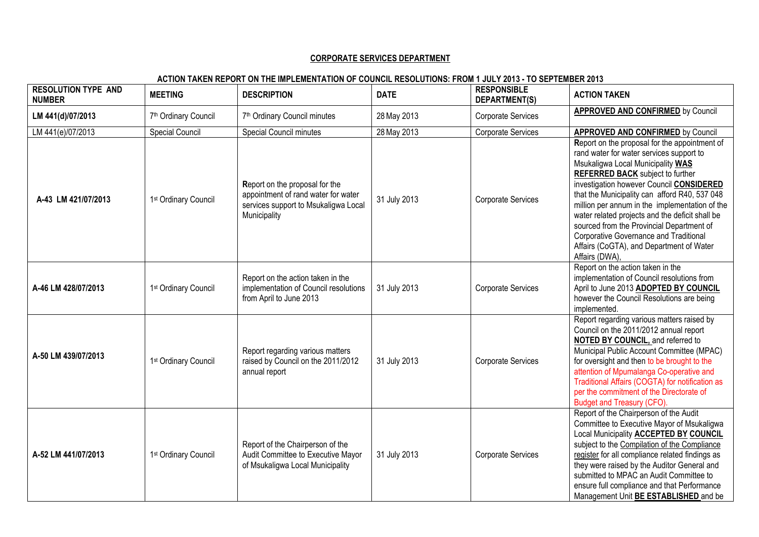**CORPORATE SERVICES DEPARTMENT**

**ACTION TAKEN REPORT ON THE IMPLEMENTATION OF COUNCIL RESOLUTIONS: FROM 1 JULY 2013 - TO SEPTEMBER 2013**

| RESOLUTION TYPE AND NUMBER | MEETING | DESCRIPTION | DATE | RESPONSIBLE DEPARTMENT(S) | ACTION TAKEN |
|---|---|---|---|---|---|
| **LM 441(d)/07/2013** | 7th Ordinary Council | 7th Ordinary Council minutes | 28 May 2013 | Corporate Services | **APPROVED AND CONFIRMED** by Council |
| LM 441(e)/07/2013 | Special Council | Special Council minutes | 28 May 2013 | Corporate Services | **APPROVED AND CONFIRMED** by Council |
| **A-43 LM 421/07/2013** | 1st Ordinary Council | **R**eport on the proposal for the appointment of rand water for water services support to Msukaligwa Local Municipality | 31 July 2013 | Corporate Services | **R**eport on the proposal for the appointment of rand water for water services support to Msukaligwa Local Municipality **WAS REFERRED BACK** subject to further investigation however Council **CONSIDERED** that the Municipality can afford R40, 537 048 million per annum in the implementation of the water related projects and the deficit shall be sourced from the Provincial Department of Corporative Governance and Traditional Affairs (CoGTA), and Department of Water Affairs (DWA), |
| **A-46 LM 428/07/2013** | 1st Ordinary Council | Report on the action taken in the implementation of Council resolutions from April to June 2013 | 31 July 2013 | Corporate Services | Report on the action taken in the implementation of Council resolutions from April to June 2013 **ADOPTED BY COUNCIL** however the Council Resolutions are being implemented. |
| **A-50 LM 439/07/2013** | 1st Ordinary Council | Report regarding various matters raised by Council on the 2011/2012 annual report | 31 July 2013 | Corporate Services | Report regarding various matters raised by Council on the 2011/2012 annual report **NOTED BY COUNCIL,** and referred to Municipal Public Account Committee (MPAC) for oversight and then to be brought to the attention of Mpumalanga Co-operative and Traditional Affairs (COGTA) for notification as per the commitment of the Directorate of Budget and Treasury (CFO). |
| **A-52 LM 441/07/2013** | 1st Ordinary Council | Report of the Chairperson of the Audit Committee to Executive Mayor of Msukaligwa Local Municipality | 31 July 2013 | Corporate Services | Report of the Chairperson of the Audit Committee to Executive Mayor of Msukaligwa Local Municipality **ACCEPTED BY COUNCIL** subject to the Compilation of the Compliance register for all compliance related findings as they were raised by the Auditor General and submitted to MPAC an Audit Committee to ensure full compliance and that Performance Management Unit **BE ESTABLISHED** and be |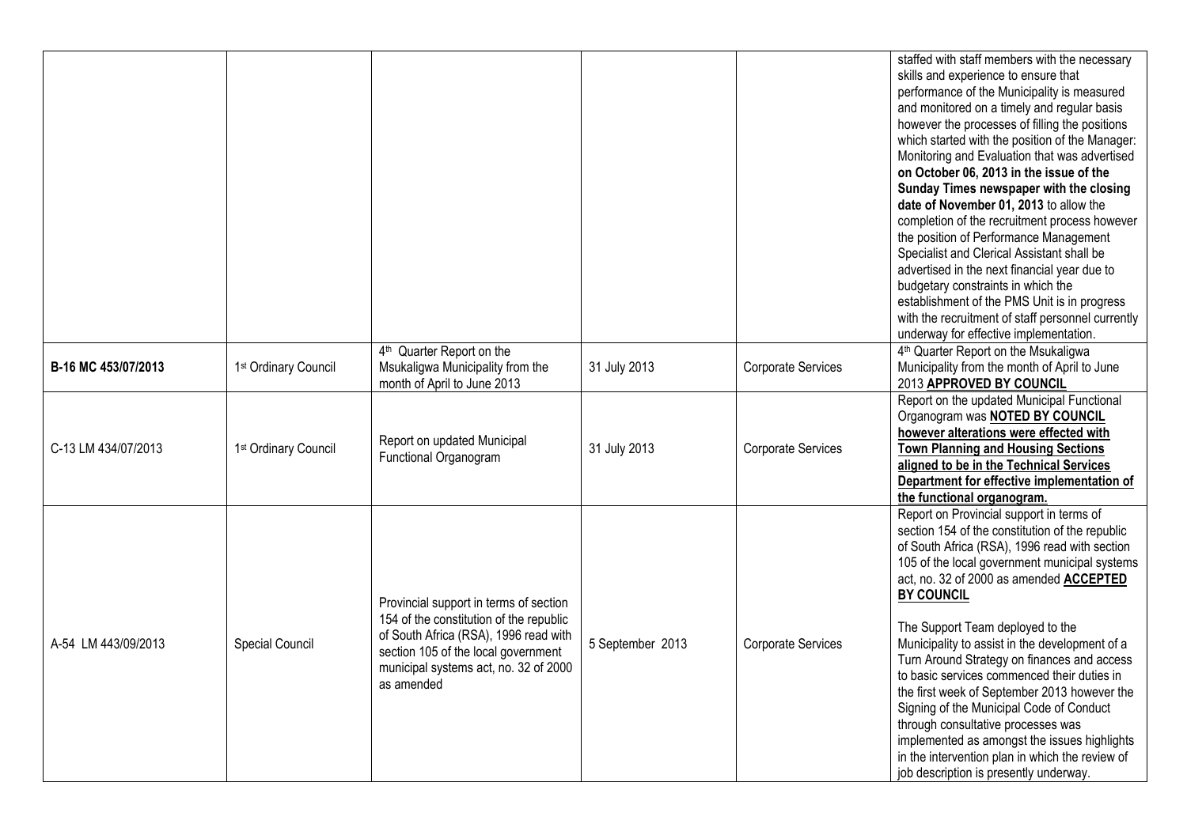| | | | | | |
|---|---|---|---|---|---|
| | | | | | staffed with staff members with the necessary skills and experience to ensure that performance of the Municipality is measured and monitored on a timely and regular basis however the processes of filling the positions which started with the position of the Manager: Monitoring and Evaluation that was advertised **on October 06, 2013 in the issue of the Sunday Times newspaper with the closing date of November 01, 2013** to allow the completion of the recruitment process however the position of Performance Management Specialist and Clerical Assistant shall be advertised in the next financial year due to budgetary constraints in which the establishment of the PMS Unit is in progress with the recruitment of staff personnel currently underway for effective implementation. |
| **B-16 MC 453/07/2013** | 1st Ordinary Council | 4th Quarter Report on the Msukaligwa Municipality from the month of April to June 2013 | 31 July 2013 | Corporate Services | 4th Quarter Report on the Msukaligwa Municipality from the month of April to June 2013 **APPROVED BY COUNCIL** |
| C-13 LM 434/07/2013 | 1st Ordinary Council | Report on updated Municipal Functional Organogram | 31 July 2013 | Corporate Services | Report on the updated Municipal Functional Organogram was **NOTED BY COUNCIL however alterations were effected with Town Planning and Housing Sections aligned to be in the Technical Services Department for effective implementation of the functional organogram.** |
| A-54 LM 443/09/2013 | Special Council | Provincial support in terms of section 154 of the constitution of the republic of South Africa (RSA), 1996 read with section 105 of the local government municipal systems act, no. 32 of 2000 as amended | 5 September 2013 | Corporate Services | Report on Provincial support in terms of section 154 of the constitution of the republic of South Africa (RSA), 1996 read with section 105 of the local government municipal systems act, no. 32 of 2000 as amended **ACCEPTED BY COUNCIL**<br><br>The Support Team deployed to the Municipality to assist in the development of a Turn Around Strategy on finances and access to basic services commenced their duties in the first week of September 2013 however the Signing of the Municipal Code of Conduct through consultative processes was implemented as amongst the issues highlights in the intervention plan in which the review of job description is presently underway. |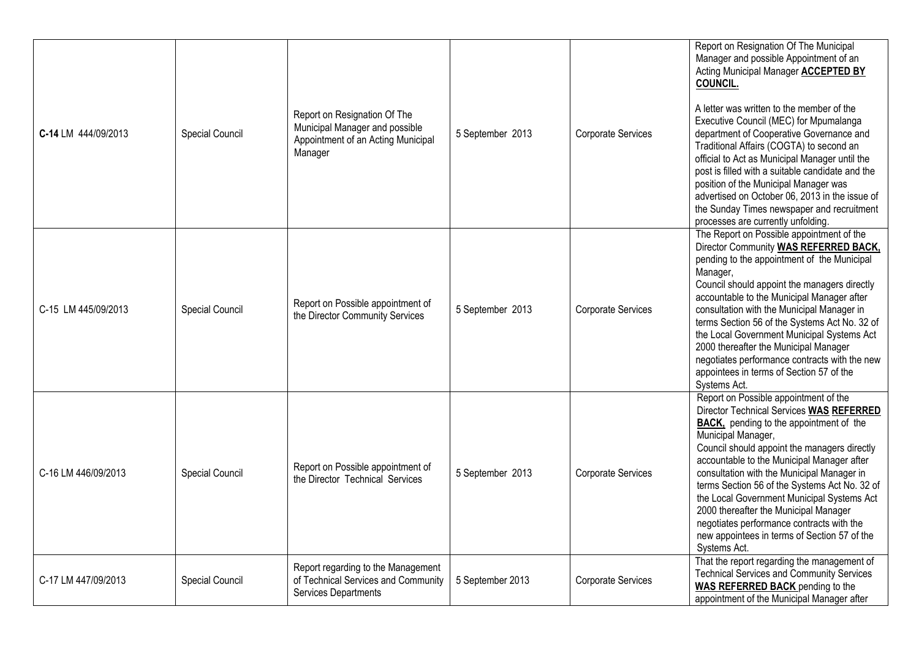| **C-14** LM 444/09/2013 | Special Council | Report on Resignation Of The Municipal Manager and possible Appointment of an Acting Municipal Manager | 5 September 2013 | Corporate Services | Report on Resignation Of The Municipal Manager and possible Appointment of an Acting Municipal Manager **ACCEPTED BY COUNCIL.**<br><br>A letter was written to the member of the Executive Council (MEC) for Mpumalanga department of Cooperative Governance and Traditional Affairs (COGTA) to second an official to Act as Municipal Manager until the post is filled with a suitable candidate and the position of the Municipal Manager was advertised on October 06, 2013 in the issue of the Sunday Times newspaper and recruitment processes are currently unfolding. |
|---|---|---|---|---|---|
| C-15 LM 445/09/2013 | Special Council | Report on Possible appointment of the Director Community Services | 5 September 2013 | Corporate Services | The Report on Possible appointment of the Director Community **WAS REFERRED BACK,** pending to the appointment of the Municipal Manager,<br>Council should appoint the managers directly accountable to the Municipal Manager after consultation with the Municipal Manager in terms Section 56 of the Systems Act No. 32 of the Local Government Municipal Systems Act 2000 thereafter the Municipal Manager negotiates performance contracts with the new appointees in terms of Section 57 of the Systems Act. |
| C-16 LM 446/09/2013 | Special Council | Report on Possible appointment of the Director Technical Services | 5 September 2013 | Corporate Services | Report on Possible appointment of the Director Technical Services **WAS REFERRED BACK,** pending to the appointment of the Municipal Manager,<br>Council should appoint the managers directly accountable to the Municipal Manager after consultation with the Municipal Manager in terms Section 56 of the Systems Act No. 32 of the Local Government Municipal Systems Act 2000 thereafter the Municipal Manager negotiates performance contracts with the new appointees in terms of Section 57 of the Systems Act. |
| C-17 LM 447/09/2013 | Special Council | Report regarding to the Management of Technical Services and Community Services Departments | 5 September 2013 | Corporate Services | That the report regarding the management of Technical Services and Community Services **WAS REFERRED BACK** pending to the appointment of the Municipal Manager after |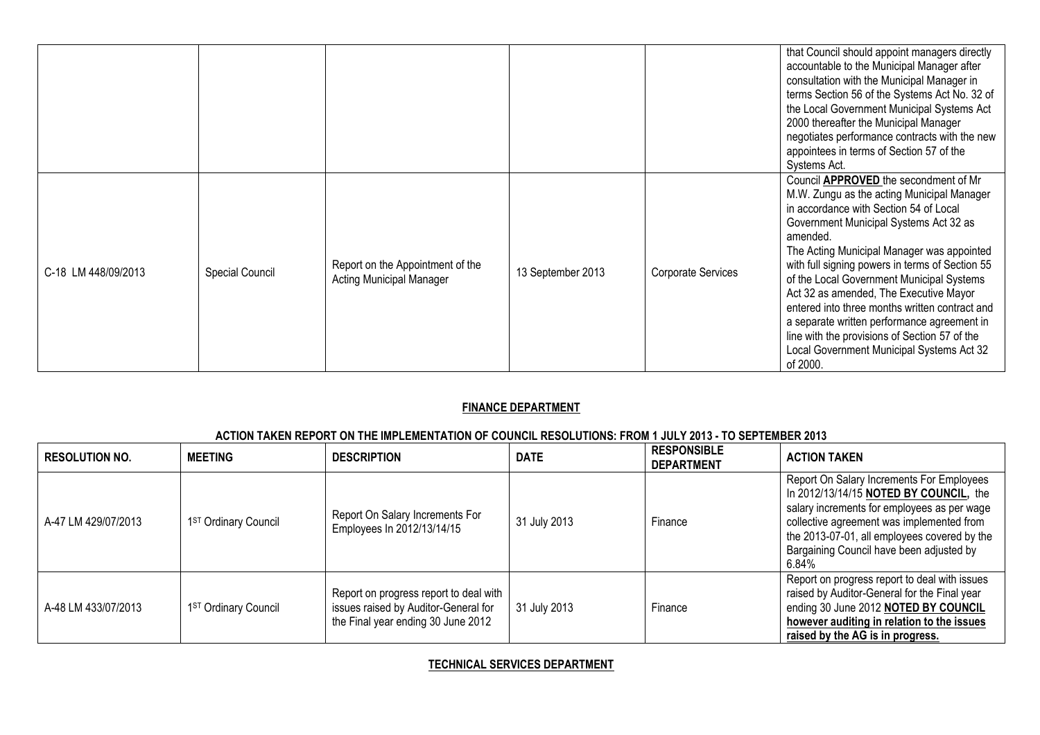| | | | | | |
|---|---|---|---|---|---|
| | | | | | that Council should appoint managers directly accountable to the Municipal Manager after consultation with the Municipal Manager in terms Section 56 of the Systems Act No. 32 of the Local Government Municipal Systems Act 2000 thereafter the Municipal Manager negotiates performance contracts with the new appointees in terms of Section 57 of the Systems Act. |
| C-18 LM 448/09/2013 | Special Council | Report on the Appointment of the Acting Municipal Manager | 13 September 2013 | Corporate Services | Council **APPROVED** the secondment of Mr M.W. Zungu as the acting Municipal Manager in accordance with Section 54 of Local Government Municipal Systems Act 32 as amended. The Acting Municipal Manager was appointed with full signing powers in terms of Section 55 of the Local Government Municipal Systems Act 32 as amended, The Executive Mayor entered into three months written contract and a separate written performance agreement in line with the provisions of Section 57 of the Local Government Municipal Systems Act 32 of 2000. |

## FINANCE DEPARTMENT

### ACTION TAKEN REPORT ON THE IMPLEMENTATION OF COUNCIL RESOLUTIONS: FROM 1 JULY 2013 - TO SEPTEMBER 2013

| RESOLUTION NO. | MEETING | DESCRIPTION | DATE | RESPONSIBLE DEPARTMENT | ACTION TAKEN |
|---|---|---|---|---|---|
| A-47 LM 429/07/2013 | 1ST Ordinary Council | Report On Salary Increments For Employees In 2012/13/14/15 | 31 July 2013 | Finance | Report On Salary Increments For Employees In 2012/13/14/15 **NOTED BY COUNCIL**, the salary increments for employees as per wage collective agreement was implemented from the 2013-07-01, all employees covered by the Bargaining Council have been adjusted by 6.84% |
| A-48 LM 433/07/2013 | 1ST Ordinary Council | Report on progress report to deal with issues raised by Auditor-General for the Final year ending 30 June 2012 | 31 July 2013 | Finance | Report on progress report to deal with issues raised by Auditor-General for the Final year ending 30 June 2012 **NOTED BY COUNCIL however auditing in relation to the issues raised by the AG is in progress.** |

## TECHNICAL SERVICES DEPARTMENT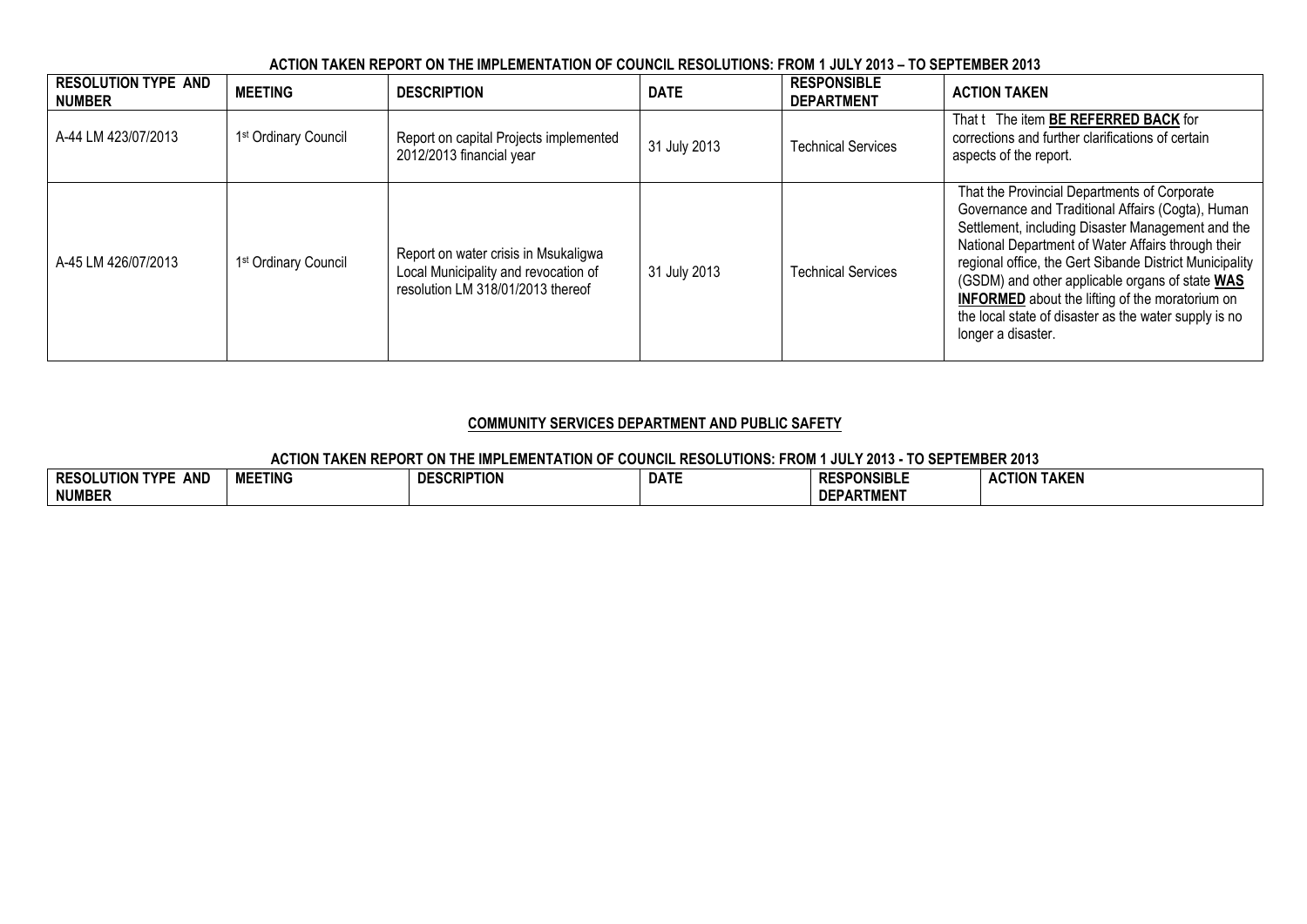**ACTION TAKEN REPORT ON THE IMPLEMENTATION OF COUNCIL RESOLUTIONS: FROM 1 JULY 2013 – TO SEPTEMBER 2013**

| RESOLUTION TYPE AND NUMBER | MEETING | DESCRIPTION | DATE | RESPONSIBLE DEPARTMENT | ACTION TAKEN |
|---|---|---|---|---|---|
| A-44 LM 423/07/2013 | 1st Ordinary Council | Report on capital Projects implemented 2012/2013 financial year | 31 July 2013 | Technical Services | That t The item **BE REFERRED BACK** for corrections and further clarifications of certain aspects of the report. |
| A-45 LM 426/07/2013 | 1st Ordinary Council | Report on water crisis in Msukaligwa Local Municipality and revocation of resolution LM 318/01/2013 thereof | 31 July 2013 | Technical Services | That the Provincial Departments of Corporate Governance and Traditional Affairs (Cogta), Human Settlement, including Disaster Management and the National Department of Water Affairs through their regional office, the Gert Sibande District Municipality (GSDM) and other applicable organs of state **WAS INFORMED** about the lifting of the moratorium on the local state of disaster as the water supply is no longer a disaster. |

## COMMUNITY SERVICES DEPARTMENT AND PUBLIC SAFETY

**ACTION TAKEN REPORT ON THE IMPLEMENTATION OF COUNCIL RESOLUTIONS: FROM 1 JULY 2013 - TO SEPTEMBER 2013**

| RESOLUTION TYPE AND NUMBER | MEETING | DESCRIPTION | DATE | RESPONSIBLE DEPARTMENT | ACTION TAKEN |
|---|---|---|---|---|---|